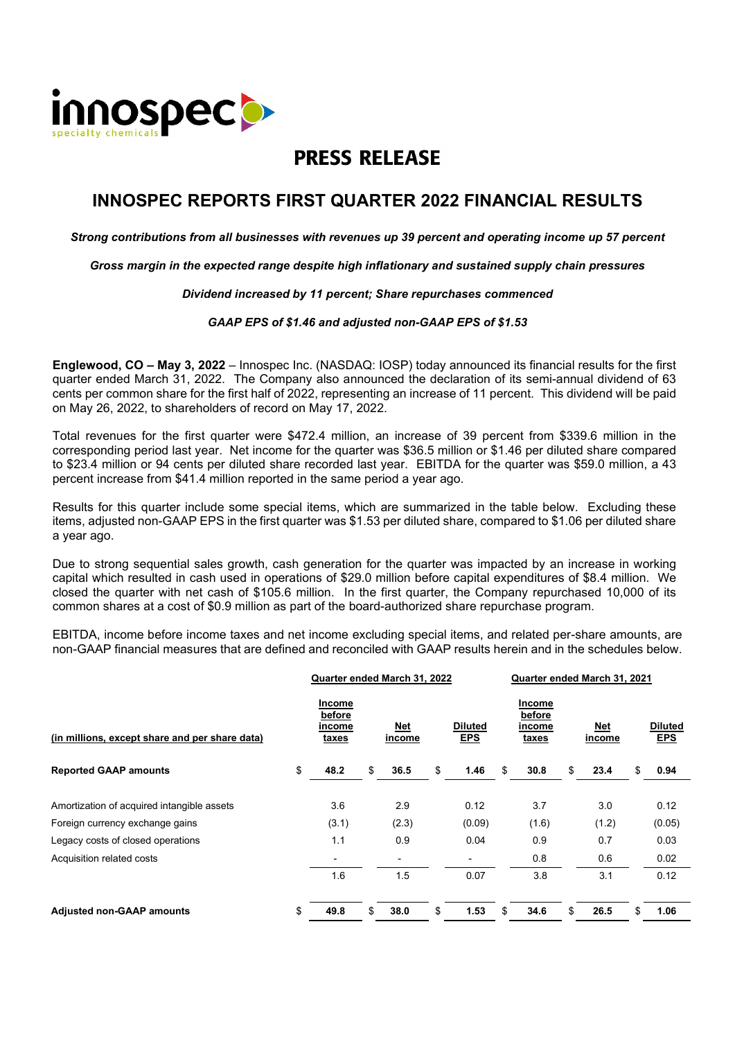innospec specialty chemicals

# PRESS RELEASE

## INNOSPEC REPORTS FIRST QUARTER 2022 FINANCIAL RESULTS

***Strong contributions from all businesses with revenues up 39 percent and operating income up 57 percent***

***Gross margin in the expected range despite high inflationary and sustained supply chain pressures***

***Dividend increased by 11 percent; Share repurchases commenced***

***GAAP EPS of $1.46 and adjusted non-GAAP EPS of $1.53***

**Englewood, CO – May 3, 2022** – Innospec Inc. (NASDAQ: IOSP) today announced its financial results for the first quarter ended March 31, 2022. The Company also announced the declaration of its semi-annual dividend of 63 cents per common share for the first half of 2022, representing an increase of 11 percent. This dividend will be paid on May 26, 2022, to shareholders of record on May 17, 2022.

Total revenues for the first quarter were $472.4 million, an increase of 39 percent from $339.6 million in the corresponding period last year. Net income for the quarter was $36.5 million or $1.46 per diluted share compared to $23.4 million or 94 cents per diluted share recorded last year. EBITDA for the quarter was $59.0 million, a 43 percent increase from $41.4 million reported in the same period a year ago.

Results for this quarter include some special items, which are summarized in the table below. Excluding these items, adjusted non-GAAP EPS in the first quarter was $1.53 per diluted share, compared to $1.06 per diluted share a year ago.

Due to strong sequential sales growth, cash generation for the quarter was impacted by an increase in working capital which resulted in cash used in operations of $29.0 million before capital expenditures of $8.4 million. We closed the quarter with net cash of $105.6 million. In the first quarter, the Company repurchased 10,000 of its common shares at a cost of $0.9 million as part of the board-authorized share repurchase program.

EBITDA, income before income taxes and net income excluding special items, and related per-share amounts, are non-GAAP financial measures that are defined and reconciled with GAAP results herein and in the schedules below.

| (in millions, except share and per share data) | Quarter ended March 31, 2022 | | | Quarter ended March 31, 2021 | | |
|---|---|---|---|---|---|---|
| | Income before income taxes | Net income | Diluted EPS | Income before income taxes | Net income | Diluted EPS |
| **Reported GAAP amounts** | $ **48.2** | $ **36.5** | $ **1.46** | $ **30.8** | $ **23.4** | $ **0.94** |
| Amortization of acquired intangible assets | 3.6 | 2.9 | 0.12 | 3.7 | 3.0 | 0.12 |
| Foreign currency exchange gains | (3.1) | (2.3) | (0.09) | (1.6) | (1.2) | (0.05) |
| Legacy costs of closed operations | 1.1 | 0.9 | 0.04 | 0.9 | 0.7 | 0.03 |
| Acquisition related costs | - | - | - | 0.8 | 0.6 | 0.02 |
| | 1.6 | 1.5 | 0.07 | 3.8 | 3.1 | 0.12 |
| **Adjusted non-GAAP amounts** | $ **49.8** | $ **38.0** | $ **1.53** | $ **34.6** | $ **26.5** | $ **1.06** |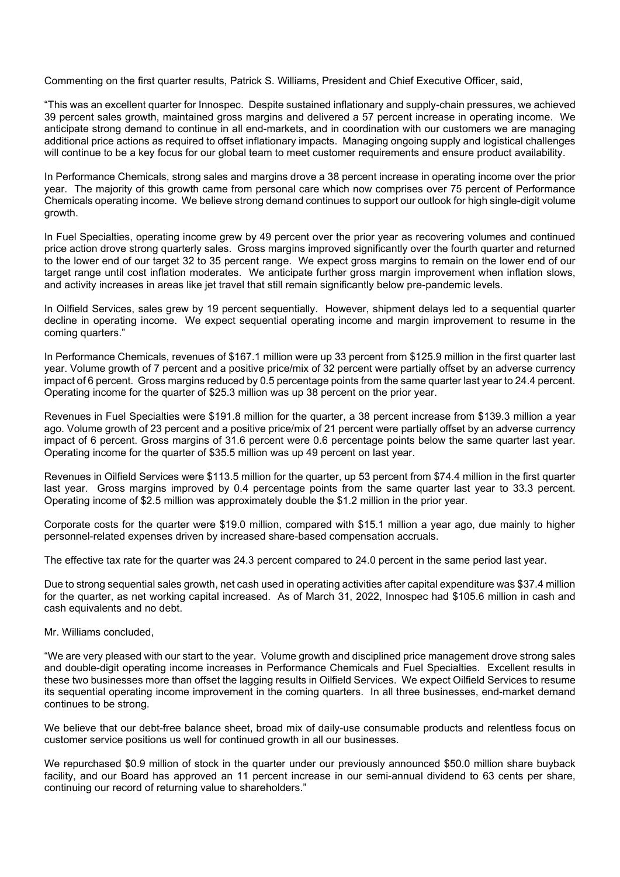Commenting on the first quarter results, Patrick S. Williams, President and Chief Executive Officer, said,

"This was an excellent quarter for Innospec. Despite sustained inflationary and supply-chain pressures, we achieved 39 percent sales growth, maintained gross margins and delivered a 57 percent increase in operating income. We anticipate strong demand to continue in all end-markets, and in coordination with our customers we are managing additional price actions as required to offset inflationary impacts. Managing ongoing supply and logistical challenges will continue to be a key focus for our global team to meet customer requirements and ensure product availability.

In Performance Chemicals, strong sales and margins drove a 38 percent increase in operating income over the prior year. The majority of this growth came from personal care which now comprises over 75 percent of Performance Chemicals operating income. We believe strong demand continues to support our outlook for high single-digit volume growth.

In Fuel Specialties, operating income grew by 49 percent over the prior year as recovering volumes and continued price action drove strong quarterly sales. Gross margins improved significantly over the fourth quarter and returned to the lower end of our target 32 to 35 percent range. We expect gross margins to remain on the lower end of our target range until cost inflation moderates. We anticipate further gross margin improvement when inflation slows, and activity increases in areas like jet travel that still remain significantly below pre-pandemic levels.

In Oilfield Services, sales grew by 19 percent sequentially. However, shipment delays led to a sequential quarter decline in operating income. We expect sequential operating income and margin improvement to resume in the coming quarters."

In Performance Chemicals, revenues of $167.1 million were up 33 percent from $125.9 million in the first quarter last year. Volume growth of 7 percent and a positive price/mix of 32 percent were partially offset by an adverse currency impact of 6 percent. Gross margins reduced by 0.5 percentage points from the same quarter last year to 24.4 percent. Operating income for the quarter of $25.3 million was up 38 percent on the prior year.

Revenues in Fuel Specialties were $191.8 million for the quarter, a 38 percent increase from $139.3 million a year ago. Volume growth of 23 percent and a positive price/mix of 21 percent were partially offset by an adverse currency impact of 6 percent. Gross margins of 31.6 percent were 0.6 percentage points below the same quarter last year. Operating income for the quarter of $35.5 million was up 49 percent on last year.

Revenues in Oilfield Services were $113.5 million for the quarter, up 53 percent from $74.4 million in the first quarter last year. Gross margins improved by 0.4 percentage points from the same quarter last year to 33.3 percent. Operating income of $2.5 million was approximately double the $1.2 million in the prior year.

Corporate costs for the quarter were $19.0 million, compared with $15.1 million a year ago, due mainly to higher personnel-related expenses driven by increased share-based compensation accruals.

The effective tax rate for the quarter was 24.3 percent compared to 24.0 percent in the same period last year.

Due to strong sequential sales growth, net cash used in operating activities after capital expenditure was $37.4 million for the quarter, as net working capital increased. As of March 31, 2022, Innospec had $105.6 million in cash and cash equivalents and no debt.

Mr. Williams concluded,

"We are very pleased with our start to the year. Volume growth and disciplined price management drove strong sales and double-digit operating income increases in Performance Chemicals and Fuel Specialties. Excellent results in these two businesses more than offset the lagging results in Oilfield Services. We expect Oilfield Services to resume its sequential operating income improvement in the coming quarters. In all three businesses, end-market demand continues to be strong.

We believe that our debt-free balance sheet, broad mix of daily-use consumable products and relentless focus on customer service positions us well for continued growth in all our businesses.

We repurchased $0.9 million of stock in the quarter under our previously announced $50.0 million share buyback facility, and our Board has approved an 11 percent increase in our semi-annual dividend to 63 cents per share, continuing our record of returning value to shareholders."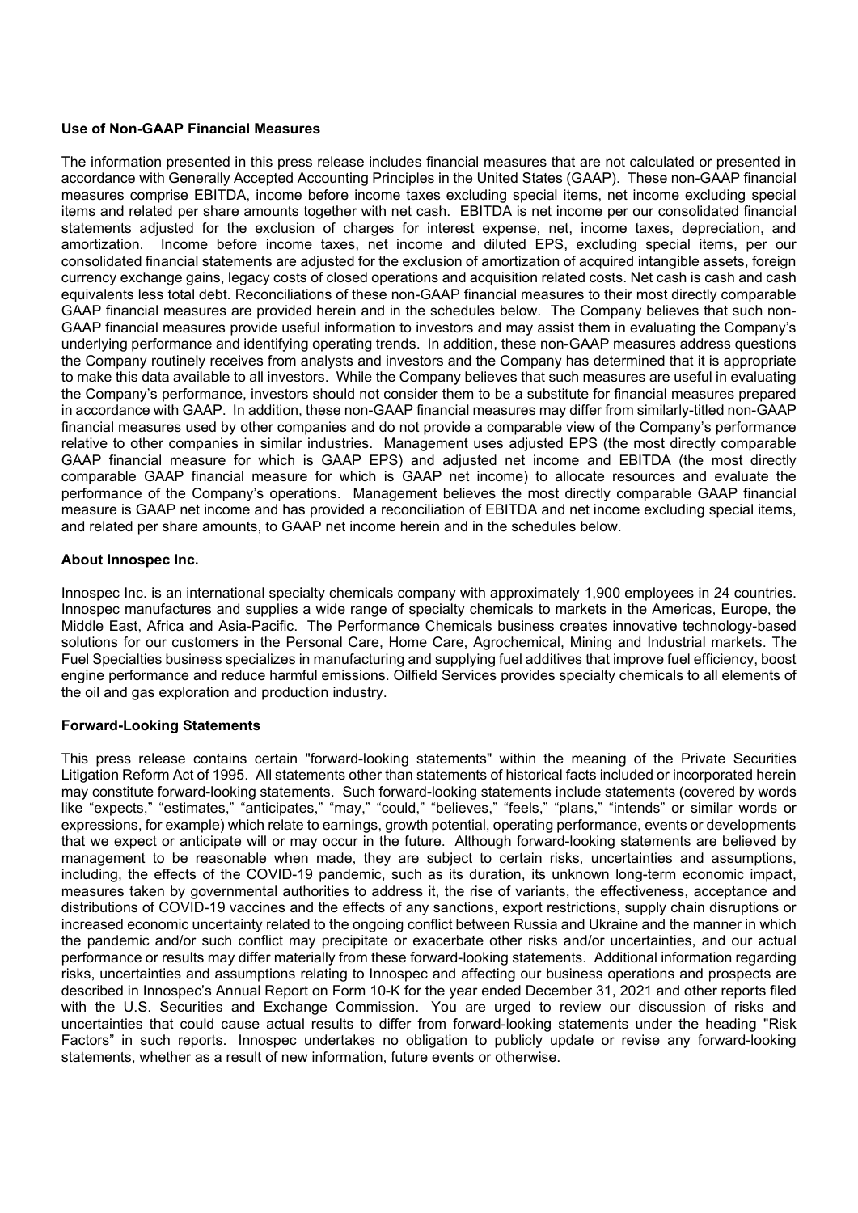**Use of Non-GAAP Financial Measures**

The information presented in this press release includes financial measures that are not calculated or presented in accordance with Generally Accepted Accounting Principles in the United States (GAAP). These non-GAAP financial measures comprise EBITDA, income before income taxes excluding special items, net income excluding special items and related per share amounts together with net cash. EBITDA is net income per our consolidated financial statements adjusted for the exclusion of charges for interest expense, net, income taxes, depreciation, and amortization. Income before income taxes, net income and diluted EPS, excluding special items, per our consolidated financial statements are adjusted for the exclusion of amortization of acquired intangible assets, foreign currency exchange gains, legacy costs of closed operations and acquisition related costs. Net cash is cash and cash equivalents less total debt. Reconciliations of these non-GAAP financial measures to their most directly comparable GAAP financial measures are provided herein and in the schedules below. The Company believes that such non-GAAP financial measures provide useful information to investors and may assist them in evaluating the Company's underlying performance and identifying operating trends. In addition, these non-GAAP measures address questions the Company routinely receives from analysts and investors and the Company has determined that it is appropriate to make this data available to all investors. While the Company believes that such measures are useful in evaluating the Company's performance, investors should not consider them to be a substitute for financial measures prepared in accordance with GAAP. In addition, these non-GAAP financial measures may differ from similarly-titled non-GAAP financial measures used by other companies and do not provide a comparable view of the Company's performance relative to other companies in similar industries. Management uses adjusted EPS (the most directly comparable GAAP financial measure for which is GAAP EPS) and adjusted net income and EBITDA (the most directly comparable GAAP financial measure for which is GAAP net income) to allocate resources and evaluate the performance of the Company's operations. Management believes the most directly comparable GAAP financial measure is GAAP net income and has provided a reconciliation of EBITDA and net income excluding special items, and related per share amounts, to GAAP net income herein and in the schedules below.

**About Innospec Inc.**

Innospec Inc. is an international specialty chemicals company with approximately 1,900 employees in 24 countries. Innospec manufactures and supplies a wide range of specialty chemicals to markets in the Americas, Europe, the Middle East, Africa and Asia-Pacific. The Performance Chemicals business creates innovative technology-based solutions for our customers in the Personal Care, Home Care, Agrochemical, Mining and Industrial markets. The Fuel Specialties business specializes in manufacturing and supplying fuel additives that improve fuel efficiency, boost engine performance and reduce harmful emissions. Oilfield Services provides specialty chemicals to all elements of the oil and gas exploration and production industry.

**Forward-Looking Statements**

This press release contains certain "forward-looking statements" within the meaning of the Private Securities Litigation Reform Act of 1995. All statements other than statements of historical facts included or incorporated herein may constitute forward-looking statements. Such forward-looking statements include statements (covered by words like "expects," "estimates," "anticipates," "may," "could," "believes," "feels," "plans," "intends" or similar words or expressions, for example) which relate to earnings, growth potential, operating performance, events or developments that we expect or anticipate will or may occur in the future. Although forward-looking statements are believed by management to be reasonable when made, they are subject to certain risks, uncertainties and assumptions, including, the effects of the COVID-19 pandemic, such as its duration, its unknown long-term economic impact, measures taken by governmental authorities to address it, the rise of variants, the effectiveness, acceptance and distributions of COVID-19 vaccines and the effects of any sanctions, export restrictions, supply chain disruptions or increased economic uncertainty related to the ongoing conflict between Russia and Ukraine and the manner in which the pandemic and/or such conflict may precipitate or exacerbate other risks and/or uncertainties, and our actual performance or results may differ materially from these forward-looking statements. Additional information regarding risks, uncertainties and assumptions relating to Innospec and affecting our business operations and prospects are described in Innospec's Annual Report on Form 10-K for the year ended December 31, 2021 and other reports filed with the U.S. Securities and Exchange Commission. You are urged to review our discussion of risks and uncertainties that could cause actual results to differ from forward-looking statements under the heading "Risk Factors" in such reports. Innospec undertakes no obligation to publicly update or revise any forward-looking statements, whether as a result of new information, future events or otherwise.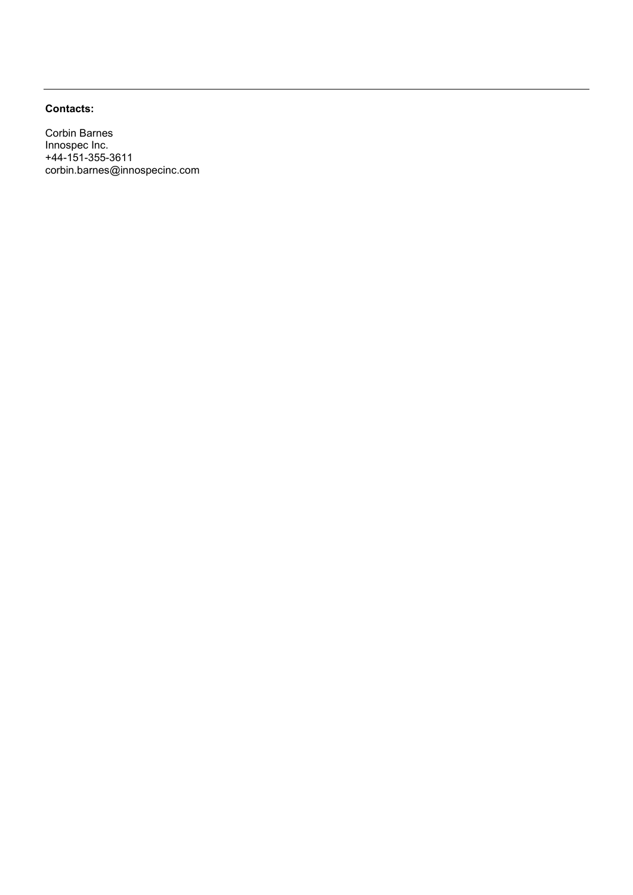---

**Contacts:**

Corbin Barnes
Innospec Inc.
+44-151-355-3611
corbin.barnes@innospecinc.com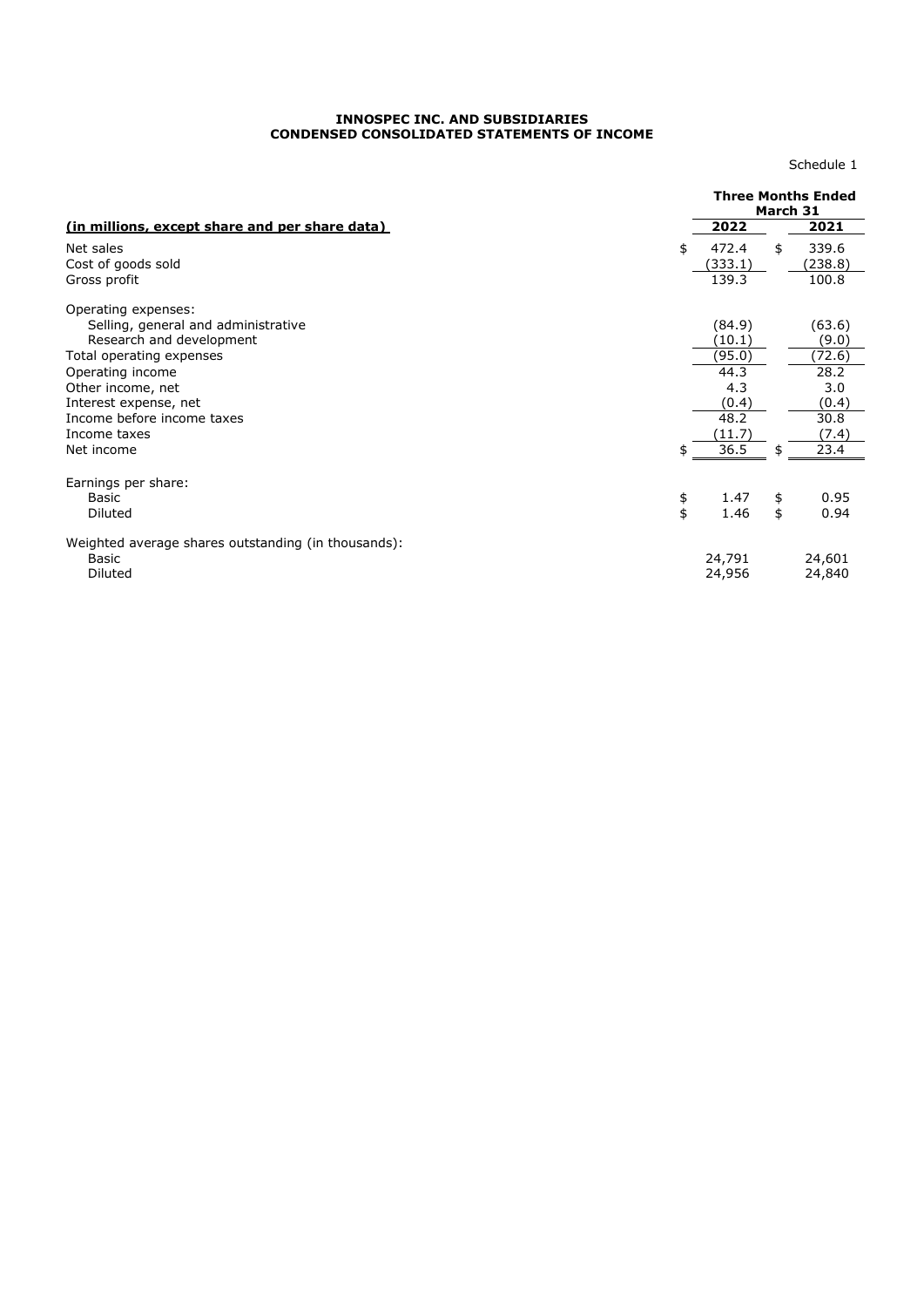**INNOSPEC INC. AND SUBSIDIARIES**
**CONDENSED CONSOLIDATED STATEMENTS OF INCOME**

Schedule 1

| (in millions, except share and per share data) | Three Months Ended March 31 2022 | Three Months Ended March 31 2021 |
|---|---|---|
| Net sales | $ 472.4 | $ 339.6 |
| Cost of goods sold | (333.1) | (238.8) |
| Gross profit | 139.3 | 100.8 |
| Operating expenses: | | |
| Selling, general and administrative | (84.9) | (63.6) |
| Research and development | (10.1) | (9.0) |
| Total operating expenses | (95.0) | (72.6) |
| Operating income | 44.3 | 28.2 |
| Other income, net | 4.3 | 3.0 |
| Interest expense, net | (0.4) | (0.4) |
| Income before income taxes | 48.2 | 30.8 |
| Income taxes | (11.7) | (7.4) |
| Net income | $ 36.5 | $ 23.4 |
| Earnings per share: | | |
| Basic | $ 1.47 | $ 0.95 |
| Diluted | $ 1.46 | $ 0.94 |
| Weighted average shares outstanding (in thousands): | | |
| Basic | 24,791 | 24,601 |
| Diluted | 24,956 | 24,840 |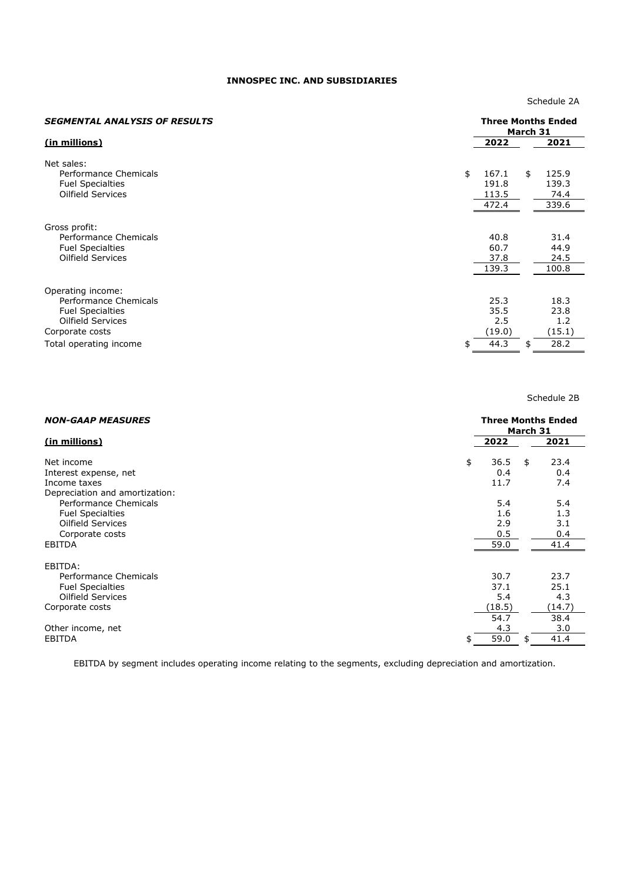**INNOSPEC INC. AND SUBSIDIARIES**

Schedule 2A

| ***SEGMENTAL ANALYSIS OF RESULTS*** | **Three Months Ended March 31** | |
|---|---|---|
| **(in millions)** | **2022** | **2021** |
| Net sales: | | |
| Performance Chemicals | $ 167.1 | $ 125.9 |
| Fuel Specialties | 191.8 | 139.3 |
| Oilfield Services | 113.5 | 74.4 |
| | 472.4 | 339.6 |
| Gross profit: | | |
| Performance Chemicals | 40.8 | 31.4 |
| Fuel Specialties | 60.7 | 44.9 |
| Oilfield Services | 37.8 | 24.5 |
| | 139.3 | 100.8 |
| Operating income: | | |
| Performance Chemicals | 25.3 | 18.3 |
| Fuel Specialties | 35.5 | 23.8 |
| Oilfield Services | 2.5 | 1.2 |
| Corporate costs | (19.0) | (15.1) |
| Total operating income | $ 44.3 | $ 28.2 |

Schedule 2B

| ***NON-GAAP MEASURES*** | **Three Months Ended March 31** | |
|---|---|---|
| **(in millions)** | **2022** | **2021** |
| Net income | $ 36.5 | $ 23.4 |
| Interest expense, net | 0.4 | 0.4 |
| Income taxes | 11.7 | 7.4 |
| Depreciation and amortization: | | |
| Performance Chemicals | 5.4 | 5.4 |
| Fuel Specialties | 1.6 | 1.3 |
| Oilfield Services | 2.9 | 3.1 |
| Corporate costs | 0.5 | 0.4 |
| EBITDA | 59.0 | 41.4 |
| EBITDA: | | |
| Performance Chemicals | 30.7 | 23.7 |
| Fuel Specialties | 37.1 | 25.1 |
| Oilfield Services | 5.4 | 4.3 |
| Corporate costs | (18.5) | (14.7) |
| | 54.7 | 38.4 |
| Other income, net | 4.3 | 3.0 |
| EBITDA | $ 59.0 | $ 41.4 |

EBITDA by segment includes operating income relating to the segments, excluding depreciation and amortization.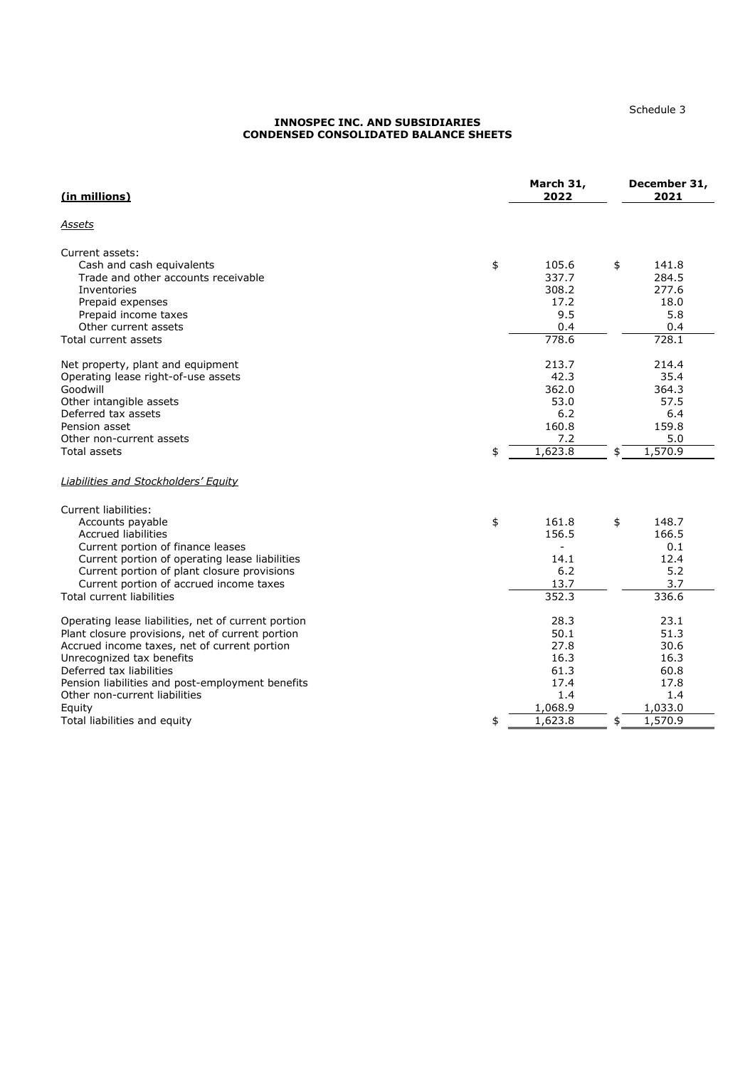Schedule 3

**INNOSPEC INC. AND SUBSIDIARIES**
**CONDENSED CONSOLIDATED BALANCE SHEETS**

| (in millions) | March 31, 2022 | December 31, 2021 |
|---|---|---|
| *Assets* | | |
| Current assets: | | |
| Cash and cash equivalents | $ 105.6 | $ 141.8 |
| Trade and other accounts receivable | 337.7 | 284.5 |
| Inventories | 308.2 | 277.6 |
| Prepaid expenses | 17.2 | 18.0 |
| Prepaid income taxes | 9.5 | 5.8 |
| Other current assets | 0.4 | 0.4 |
| Total current assets | 778.6 | 728.1 |
| Net property, plant and equipment | 213.7 | 214.4 |
| Operating lease right-of-use assets | 42.3 | 35.4 |
| Goodwill | 362.0 | 364.3 |
| Other intangible assets | 53.0 | 57.5 |
| Deferred tax assets | 6.2 | 6.4 |
| Pension asset | 160.8 | 159.8 |
| Other non-current assets | 7.2 | 5.0 |
| Total assets | $ 1,623.8 | $ 1,570.9 |
| *Liabilities and Stockholders' Equity* | | |
| Current liabilities: | | |
| Accounts payable | $ 161.8 | $ 148.7 |
| Accrued liabilities | 156.5 | 166.5 |
| Current portion of finance leases | - | 0.1 |
| Current portion of operating lease liabilities | 14.1 | 12.4 |
| Current portion of plant closure provisions | 6.2 | 5.2 |
| Current portion of accrued income taxes | 13.7 | 3.7 |
| Total current liabilities | 352.3 | 336.6 |
| Operating lease liabilities, net of current portion | 28.3 | 23.1 |
| Plant closure provisions, net of current portion | 50.1 | 51.3 |
| Accrued income taxes, net of current portion | 27.8 | 30.6 |
| Unrecognized tax benefits | 16.3 | 16.3 |
| Deferred tax liabilities | 61.3 | 60.8 |
| Pension liabilities and post-employment benefits | 17.4 | 17.8 |
| Other non-current liabilities | 1.4 | 1.4 |
| Equity | 1,068.9 | 1,033.0 |
| Total liabilities and equity | $ 1,623.8 | $ 1,570.9 |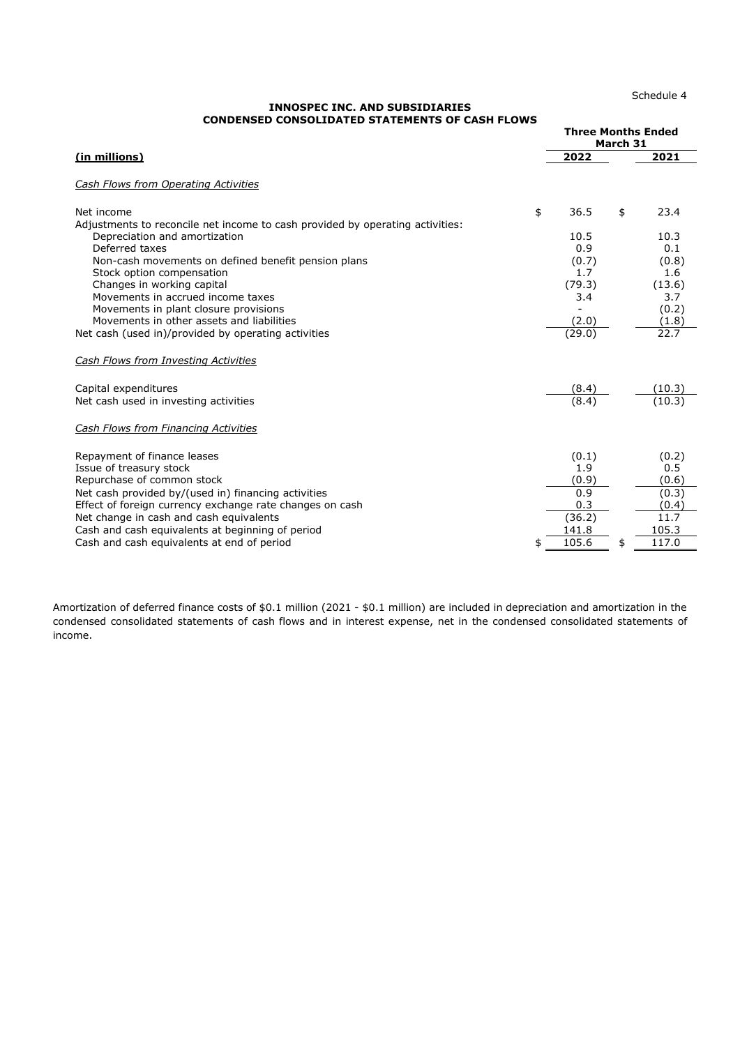Schedule 4

**INNOSPEC INC. AND SUBSIDIARIES**
**CONDENSED CONSOLIDATED STATEMENTS OF CASH FLOWS**

| **(in millions)** | **Three Months Ended March 31** | |
|---|---|---|
| | **2022** | **2021** |
| *Cash Flows from Operating Activities* | | |
| Net income | $ 36.5 | $ 23.4 |
| Adjustments to reconcile net income to cash provided by operating activities: | | |
| Depreciation and amortization | 10.5 | 10.3 |
| Deferred taxes | 0.9 | 0.1 |
| Non-cash movements on defined benefit pension plans | (0.7) | (0.8) |
| Stock option compensation | 1.7 | 1.6 |
| Changes in working capital | (79.3) | (13.6) |
| Movements in accrued income taxes | 3.4 | 3.7 |
| Movements in plant closure provisions | - | (0.2) |
| Movements in other assets and liabilities | (2.0) | (1.8) |
| Net cash (used in)/provided by operating activities | (29.0) | 22.7 |
| *Cash Flows from Investing Activities* | | |
| Capital expenditures | (8.4) | (10.3) |
| Net cash used in investing activities | (8.4) | (10.3) |
| *Cash Flows from Financing Activities* | | |
| Repayment of finance leases | (0.1) | (0.2) |
| Issue of treasury stock | 1.9 | 0.5 |
| Repurchase of common stock | (0.9) | (0.6) |
| Net cash provided by/(used in) financing activities | 0.9 | (0.3) |
| Effect of foreign currency exchange rate changes on cash | 0.3 | (0.4) |
| Net change in cash and cash equivalents | (36.2) | 11.7 |
| Cash and cash equivalents at beginning of period | 141.8 | 105.3 |
| Cash and cash equivalents at end of period | $ 105.6 | $ 117.0 |

Amortization of deferred finance costs of $0.1 million (2021 - $0.1 million) are included in depreciation and amortization in the condensed consolidated statements of cash flows and in interest expense, net in the condensed consolidated statements of income.